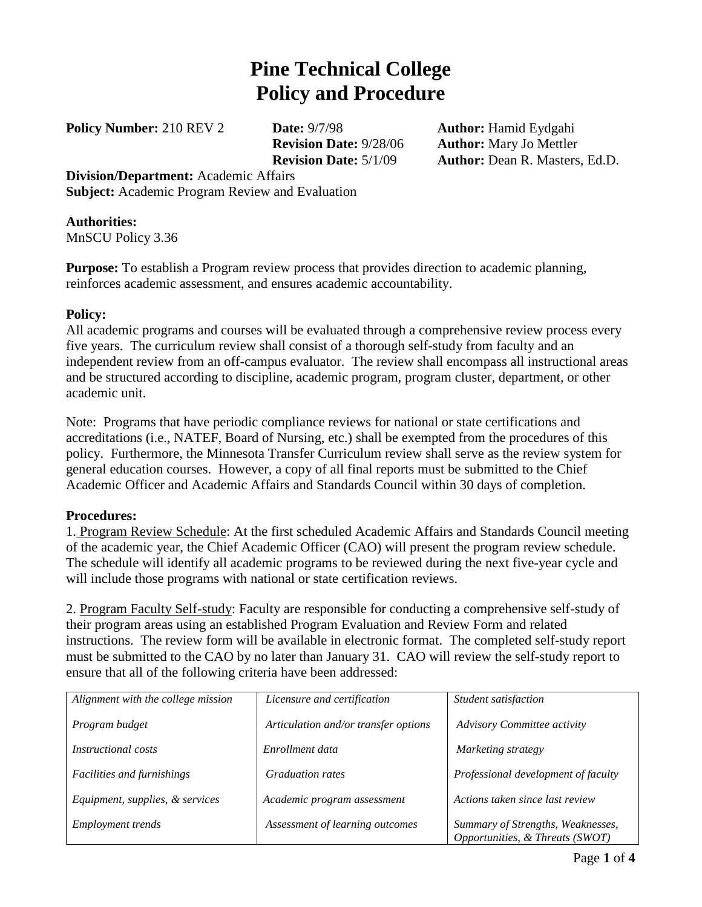# Pine Technical College
# Policy and Procedure

**Policy Number:** 210 REV 2

**Date:** 9/7/98 — **Author:** Hamid Eydgahi
**Revision Date:** 9/28/06 — **Author:** Mary Jo Mettler
**Revision Date:** 5/1/09 — **Author:** Dean R. Masters, Ed.D.

**Division/Department:** Academic Affairs
**Subject:** Academic Program Review and Evaluation

**Authorities:**
MnSCU Policy 3.36

**Purpose:** To establish a Program review process that provides direction to academic planning, reinforces academic assessment, and ensures academic accountability.

**Policy:**
All academic programs and courses will be evaluated through a comprehensive review process every five years. The curriculum review shall consist of a thorough self-study from faculty and an independent review from an off-campus evaluator. The review shall encompass all instructional areas and be structured according to discipline, academic program, program cluster, department, or other academic unit.

Note: Programs that have periodic compliance reviews for national or state certifications and accreditations (i.e., NATEF, Board of Nursing, etc.) shall be exempted from the procedures of this policy. Furthermore, the Minnesota Transfer Curriculum review shall serve as the review system for general education courses. However, a copy of all final reports must be submitted to the Chief Academic Officer and Academic Affairs and Standards Council within 30 days of completion.

**Procedures:**
1. Program Review Schedule: At the first scheduled Academic Affairs and Standards Council meeting of the academic year, the Chief Academic Officer (CAO) will present the program review schedule. The schedule will identify all academic programs to be reviewed during the next five-year cycle and will include those programs with national or state certification reviews.

2. Program Faculty Self-study: Faculty are responsible for conducting a comprehensive self-study of their program areas using an established Program Evaluation and Review Form and related instructions. The review form will be available in electronic format. The completed self-study report must be submitted to the CAO by no later than January 31. CAO will review the self-study report to ensure that all of the following criteria have been addressed:

| | | |
|---|---|---|
| *Alignment with the college mission* | *Licensure and certification* | *Student satisfaction* |
| *Program budget* | *Articulation and/or transfer options* | *Advisory Committee activity* |
| *Instructional costs* | *Enrollment data* | *Marketing strategy* |
| *Facilities and furnishings* | *Graduation rates* | *Professional development of faculty* |
| *Equipment, supplies, & services* | *Academic program assessment* | *Actions taken since last review* |
| *Employment trends* | *Assessment of learning outcomes* | *Summary of Strengths, Weaknesses, Opportunities, & Threats (SWOT)* |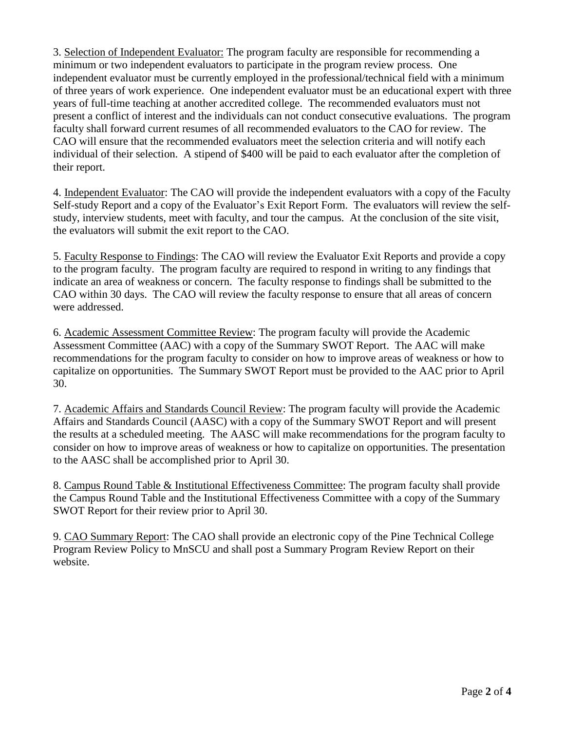3. <u>Selection of Independent Evaluator:</u> The program faculty are responsible for recommending a minimum or two independent evaluators to participate in the program review process. One independent evaluator must be currently employed in the professional/technical field with a minimum of three years of work experience. One independent evaluator must be an educational expert with three years of full-time teaching at another accredited college. The recommended evaluators must not present a conflict of interest and the individuals can not conduct consecutive evaluations. The program faculty shall forward current resumes of all recommended evaluators to the CAO for review. The CAO will ensure that the recommended evaluators meet the selection criteria and will notify each individual of their selection. A stipend of $400 will be paid to each evaluator after the completion of their report.

4. <u>Independent Evaluator</u>: The CAO will provide the independent evaluators with a copy of the Faculty Self-study Report and a copy of the Evaluator's Exit Report Form. The evaluators will review the self-study, interview students, meet with faculty, and tour the campus. At the conclusion of the site visit, the evaluators will submit the exit report to the CAO.

5. <u>Faculty Response to Findings</u>: The CAO will review the Evaluator Exit Reports and provide a copy to the program faculty. The program faculty are required to respond in writing to any findings that indicate an area of weakness or concern. The faculty response to findings shall be submitted to the CAO within 30 days. The CAO will review the faculty response to ensure that all areas of concern were addressed.

6. <u>Academic Assessment Committee Review</u>: The program faculty will provide the Academic Assessment Committee (AAC) with a copy of the Summary SWOT Report. The AAC will make recommendations for the program faculty to consider on how to improve areas of weakness or how to capitalize on opportunities. The Summary SWOT Report must be provided to the AAC prior to April 30.

7. <u>Academic Affairs and Standards Council Review</u>: The program faculty will provide the Academic Affairs and Standards Council (AASC) with a copy of the Summary SWOT Report and will present the results at a scheduled meeting. The AASC will make recommendations for the program faculty to consider on how to improve areas of weakness or how to capitalize on opportunities. The presentation to the AASC shall be accomplished prior to April 30.

8. <u>Campus Round Table & Institutional Effectiveness Committee</u>: The program faculty shall provide the Campus Round Table and the Institutional Effectiveness Committee with a copy of the Summary SWOT Report for their review prior to April 30.

9. <u>CAO Summary Report</u>: The CAO shall provide an electronic copy of the Pine Technical College Program Review Policy to MnSCU and shall post a Summary Program Review Report on their website.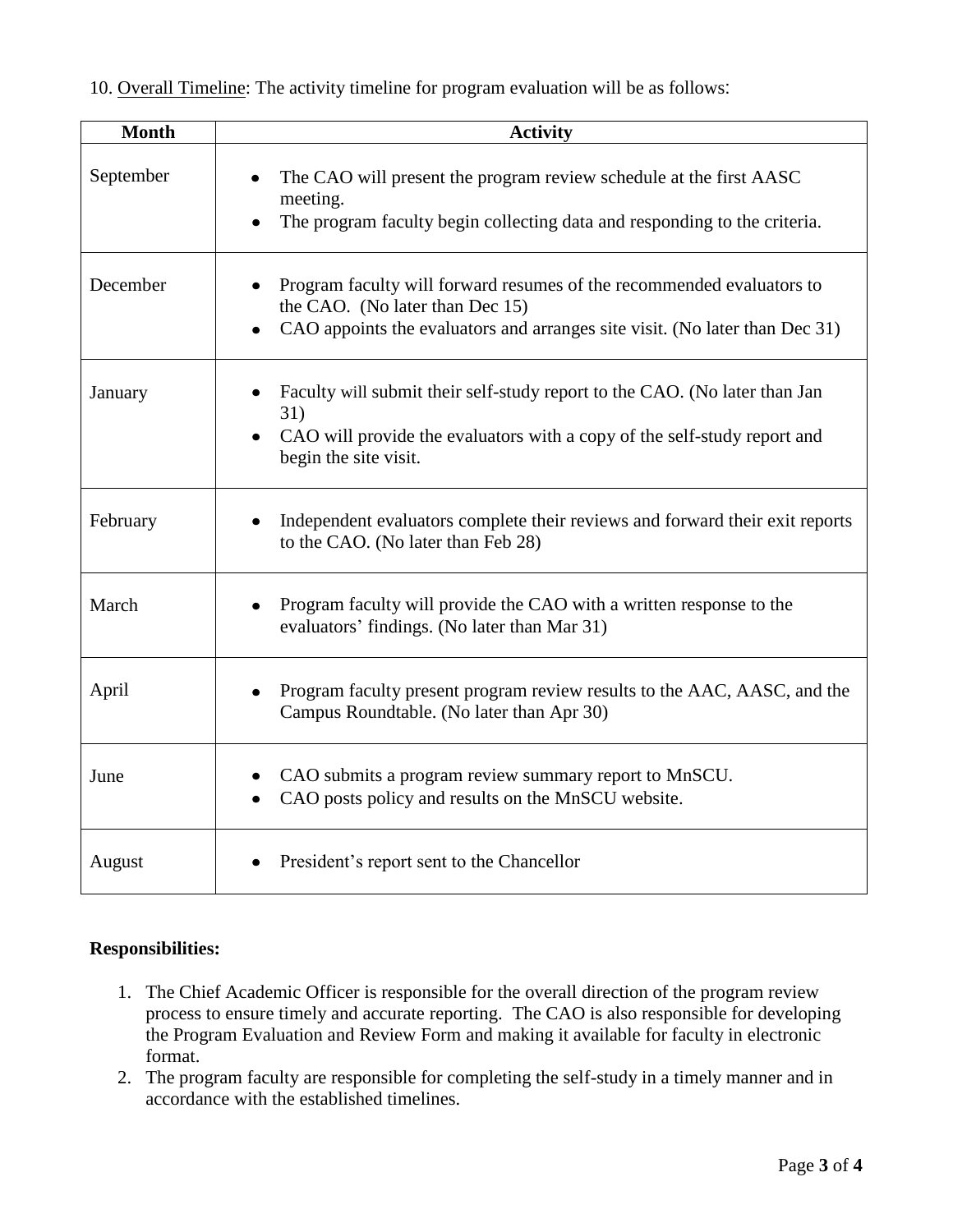10. Overall Timeline: The activity timeline for program evaluation will be as follows:

| Month | Activity |
|---|---|
| September | • The CAO will present the program review schedule at the first AASC meeting.<br>• The program faculty begin collecting data and responding to the criteria. |
| December | • Program faculty will forward resumes of the recommended evaluators to the CAO. (No later than Dec 15)<br>• CAO appoints the evaluators and arranges site visit. (No later than Dec 31) |
| January | • Faculty will submit their self-study report to the CAO. (No later than Jan 31)<br>• CAO will provide the evaluators with a copy of the self-study report and begin the site visit. |
| February | • Independent evaluators complete their reviews and forward their exit reports to the CAO. (No later than Feb 28) |
| March | • Program faculty will provide the CAO with a written response to the evaluators' findings. (No later than Mar 31) |
| April | • Program faculty present program review results to the AAC, AASC, and the Campus Roundtable. (No later than Apr 30) |
| June | • CAO submits a program review summary report to MnSCU.<br>• CAO posts policy and results on the MnSCU website. |
| August | • President's report sent to the Chancellor |

**Responsibilities:**

1. The Chief Academic Officer is responsible for the overall direction of the program review process to ensure timely and accurate reporting. The CAO is also responsible for developing the Program Evaluation and Review Form and making it available for faculty in electronic format.
2. The program faculty are responsible for completing the self-study in a timely manner and in accordance with the established timelines.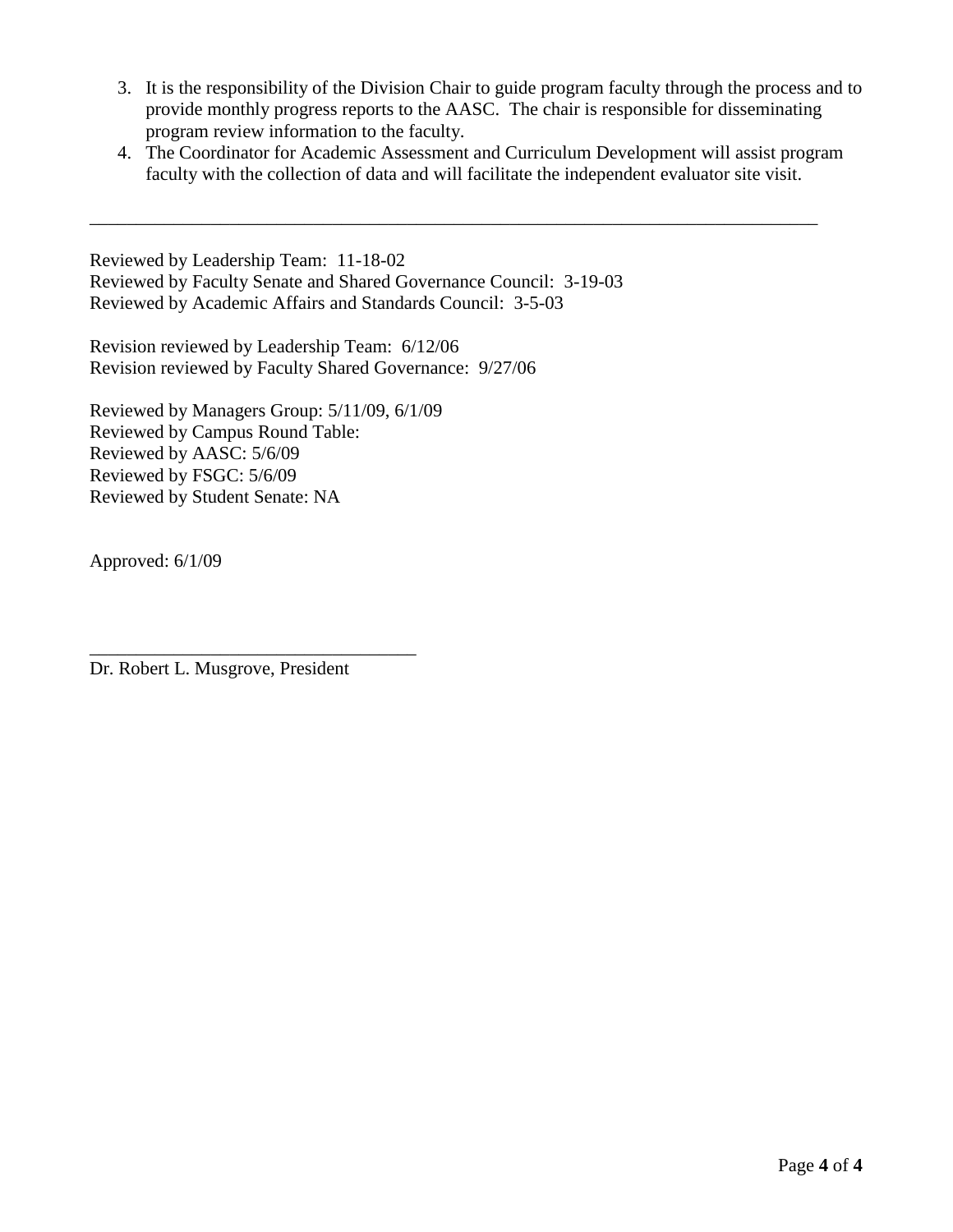3. It is the responsibility of the Division Chair to guide program faculty through the process and to provide monthly progress reports to the AASC. The chair is responsible for disseminating program review information to the faculty.
4. The Coordinator for Academic Assessment and Curriculum Development will assist program faculty with the collection of data and will facilitate the independent evaluator site visit.

---

Reviewed by Leadership Team: 11-18-02
Reviewed by Faculty Senate and Shared Governance Council: 3-19-03
Reviewed by Academic Affairs and Standards Council: 3-5-03

Revision reviewed by Leadership Team: 6/12/06
Revision reviewed by Faculty Shared Governance: 9/27/06

Reviewed by Managers Group: 5/11/09, 6/1/09
Reviewed by Campus Round Table:
Reviewed by AASC: 5/6/09
Reviewed by FSGC: 5/6/09
Reviewed by Student Senate: NA

Approved: 6/1/09

___________________________________
Dr. Robert L. Musgrove, President